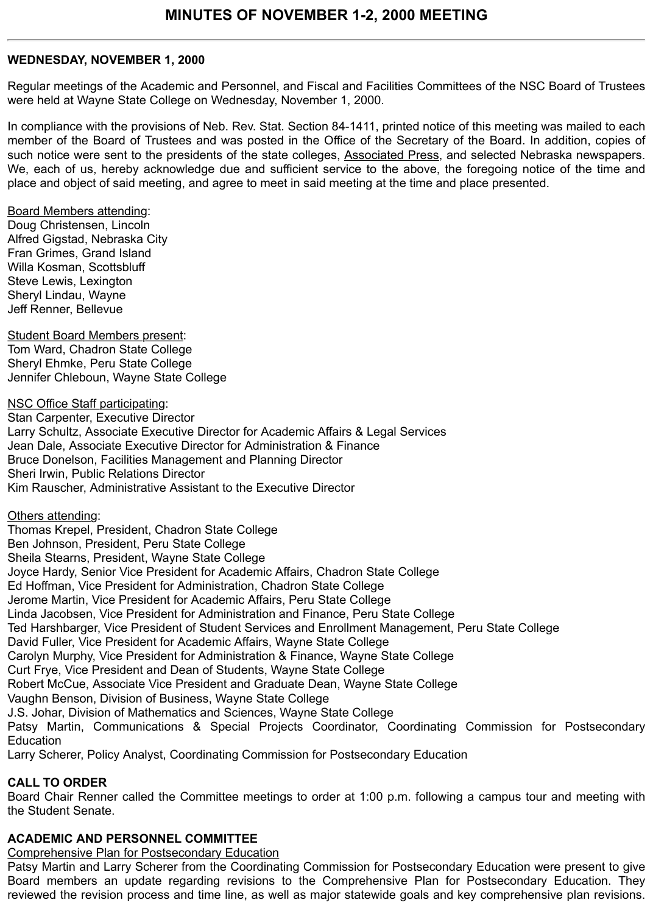# MINUTES OF NOVEMBER 1-2, 2000 MEETING

---

**WEDNESDAY, NOVEMBER 1, 2000**

Regular meetings of the Academic and Personnel, and Fiscal and Facilities Committees of the NSC Board of Trustees were held at Wayne State College on Wednesday, November 1, 2000.

In compliance with the provisions of Neb. Rev. Stat. Section 84-1411, printed notice of this meeting was mailed to each member of the Board of Trustees and was posted in the Office of the Secretary of the Board. In addition, copies of such notice were sent to the presidents of the state colleges, Associated Press, and selected Nebraska newspapers. We, each of us, hereby acknowledge due and sufficient service to the above, the foregoing notice of the time and place and object of said meeting, and agree to meet in said meeting at the time and place presented.

Board Members attending:
Doug Christensen, Lincoln
Alfred Gigstad, Nebraska City
Fran Grimes, Grand Island
Willa Kosman, Scottsbluff
Steve Lewis, Lexington
Sheryl Lindau, Wayne
Jeff Renner, Bellevue

Student Board Members present:
Tom Ward, Chadron State College
Sheryl Ehmke, Peru State College
Jennifer Chleboun, Wayne State College

NSC Office Staff participating:
Stan Carpenter, Executive Director
Larry Schultz, Associate Executive Director for Academic Affairs & Legal Services
Jean Dale, Associate Executive Director for Administration & Finance
Bruce Donelson, Facilities Management and Planning Director
Sheri Irwin, Public Relations Director
Kim Rauscher, Administrative Assistant to the Executive Director

Others attending:
Thomas Krepel, President, Chadron State College
Ben Johnson, President, Peru State College
Sheila Stearns, President, Wayne State College
Joyce Hardy, Senior Vice President for Academic Affairs, Chadron State College
Ed Hoffman, Vice President for Administration, Chadron State College
Jerome Martin, Vice President for Academic Affairs, Peru State College
Linda Jacobsen, Vice President for Administration and Finance, Peru State College
Ted Harshbarger, Vice President of Student Services and Enrollment Management, Peru State College
David Fuller, Vice President for Academic Affairs, Wayne State College
Carolyn Murphy, Vice President for Administration & Finance, Wayne State College
Curt Frye, Vice President and Dean of Students, Wayne State College
Robert McCue, Associate Vice President and Graduate Dean, Wayne State College
Vaughn Benson, Division of Business, Wayne State College
J.S. Johar, Division of Mathematics and Sciences, Wayne State College
Patsy Martin, Communications & Special Projects Coordinator, Coordinating Commission for Postsecondary Education
Larry Scherer, Policy Analyst, Coordinating Commission for Postsecondary Education

**CALL TO ORDER**
Board Chair Renner called the Committee meetings to order at 1:00 p.m. following a campus tour and meeting with the Student Senate.

**ACADEMIC AND PERSONNEL COMMITTEE**
Comprehensive Plan for Postsecondary Education
Patsy Martin and Larry Scherer from the Coordinating Commission for Postsecondary Education were present to give Board members an update regarding revisions to the Comprehensive Plan for Postsecondary Education. They reviewed the revision process and time line, as well as major statewide goals and key comprehensive plan revisions.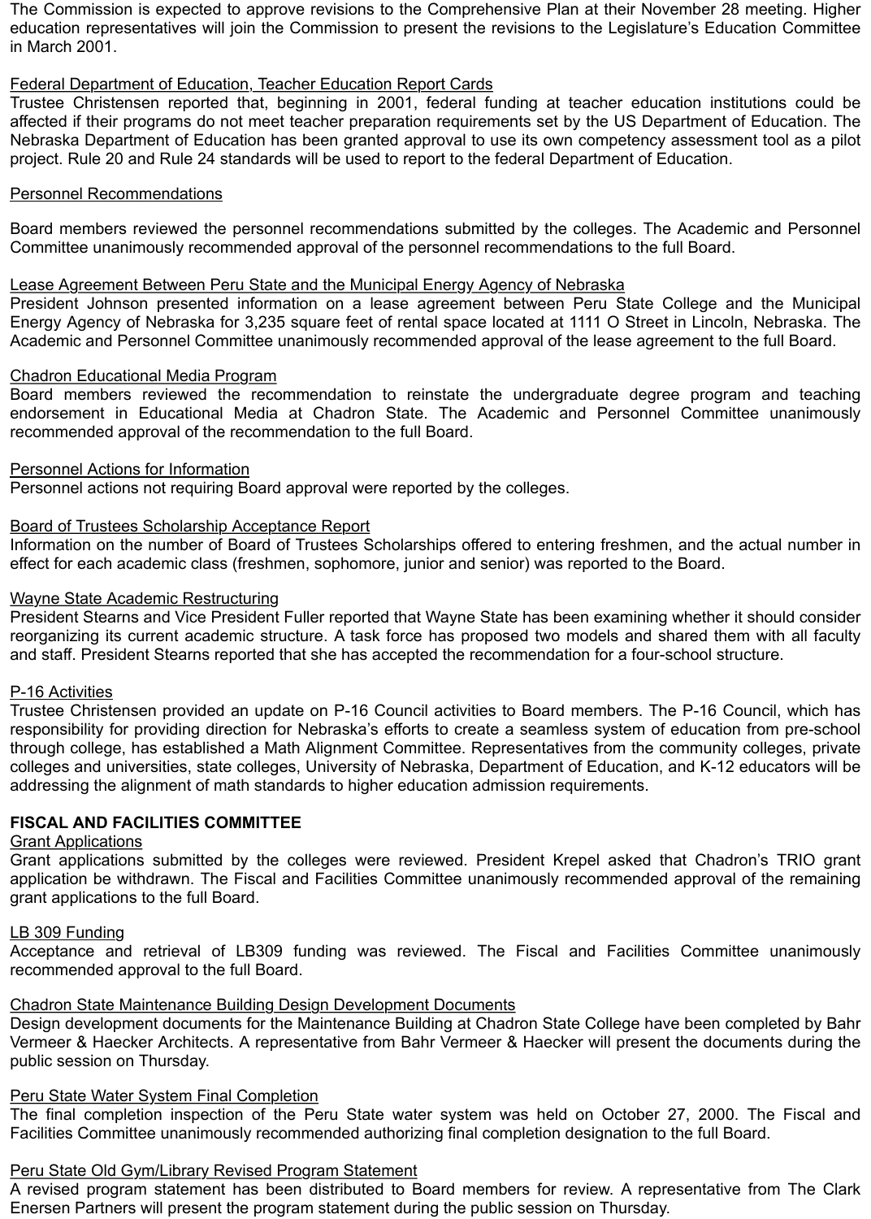The Commission is expected to approve revisions to the Comprehensive Plan at their November 28 meeting. Higher education representatives will join the Commission to present the revisions to the Legislature's Education Committee in March 2001.

Federal Department of Education, Teacher Education Report Cards
Trustee Christensen reported that, beginning in 2001, federal funding at teacher education institutions could be affected if their programs do not meet teacher preparation requirements set by the US Department of Education. The Nebraska Department of Education has been granted approval to use its own competency assessment tool as a pilot project. Rule 20 and Rule 24 standards will be used to report to the federal Department of Education.

Personnel Recommendations

Board members reviewed the personnel recommendations submitted by the colleges. The Academic and Personnel Committee unanimously recommended approval of the personnel recommendations to the full Board.

Lease Agreement Between Peru State and the Municipal Energy Agency of Nebraska
President Johnson presented information on a lease agreement between Peru State College and the Municipal Energy Agency of Nebraska for 3,235 square feet of rental space located at 1111 O Street in Lincoln, Nebraska. The Academic and Personnel Committee unanimously recommended approval of the lease agreement to the full Board.

Chadron Educational Media Program
Board members reviewed the recommendation to reinstate the undergraduate degree program and teaching endorsement in Educational Media at Chadron State. The Academic and Personnel Committee unanimously recommended approval of the recommendation to the full Board.

Personnel Actions for Information
Personnel actions not requiring Board approval were reported by the colleges.

Board of Trustees Scholarship Acceptance Report
Information on the number of Board of Trustees Scholarships offered to entering freshmen, and the actual number in effect for each academic class (freshmen, sophomore, junior and senior) was reported to the Board.

Wayne State Academic Restructuring
President Stearns and Vice President Fuller reported that Wayne State has been examining whether it should consider reorganizing its current academic structure. A task force has proposed two models and shared them with all faculty and staff. President Stearns reported that she has accepted the recommendation for a four-school structure.

P-16 Activities
Trustee Christensen provided an update on P-16 Council activities to Board members. The P-16 Council, which has responsibility for providing direction for Nebraska's efforts to create a seamless system of education from pre-school through college, has established a Math Alignment Committee. Representatives from the community colleges, private colleges and universities, state colleges, University of Nebraska, Department of Education, and K-12 educators will be addressing the alignment of math standards to higher education admission requirements.

**FISCAL AND FACILITIES COMMITTEE**

Grant Applications
Grant applications submitted by the colleges were reviewed. President Krepel asked that Chadron's TRIO grant application be withdrawn. The Fiscal and Facilities Committee unanimously recommended approval of the remaining grant applications to the full Board.

LB 309 Funding
Acceptance and retrieval of LB309 funding was reviewed. The Fiscal and Facilities Committee unanimously recommended approval to the full Board.

Chadron State Maintenance Building Design Development Documents
Design development documents for the Maintenance Building at Chadron State College have been completed by Bahr Vermeer & Haecker Architects. A representative from Bahr Vermeer & Haecker will present the documents during the public session on Thursday.

Peru State Water System Final Completion
The final completion inspection of the Peru State water system was held on October 27, 2000. The Fiscal and Facilities Committee unanimously recommended authorizing final completion designation to the full Board.

Peru State Old Gym/Library Revised Program Statement
A revised program statement has been distributed to Board members for review. A representative from The Clark Enersen Partners will present the program statement during the public session on Thursday.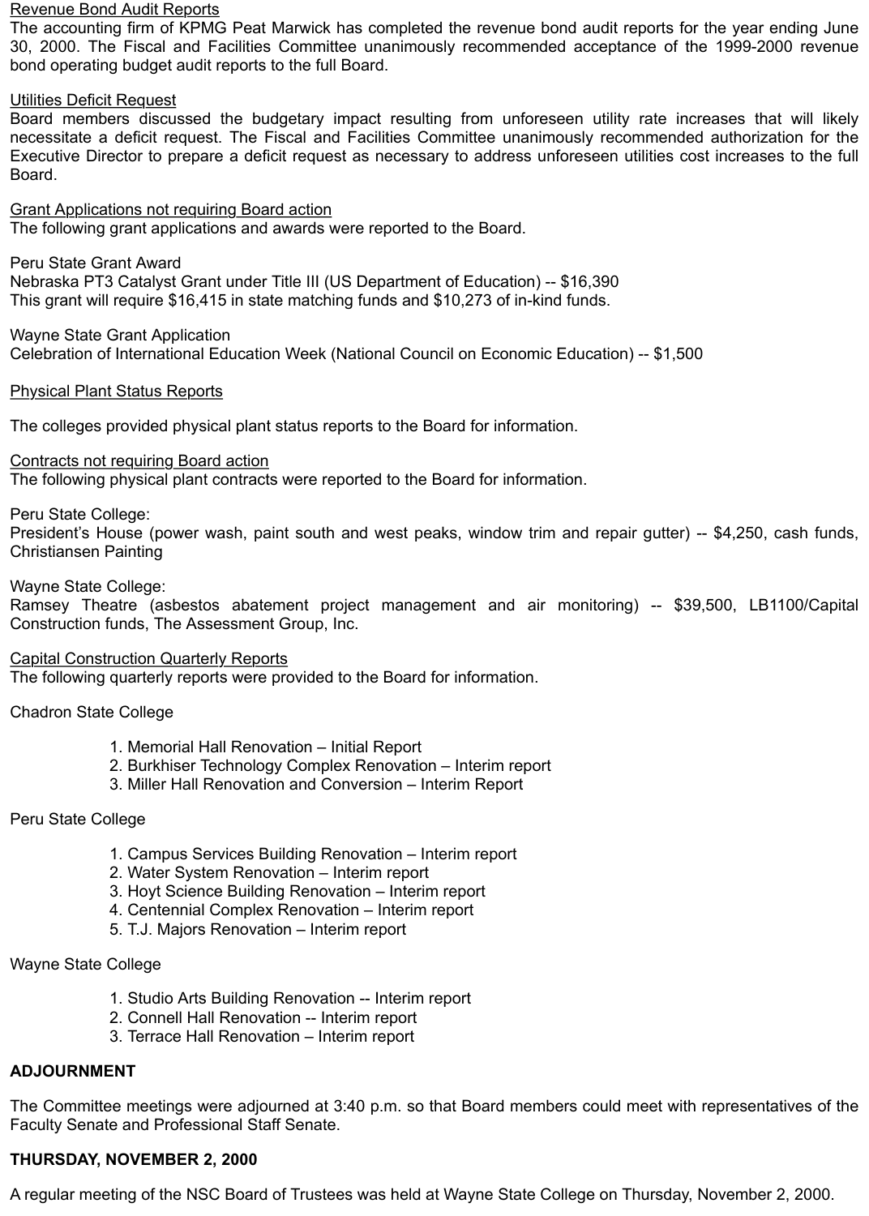Revenue Bond Audit Reports
The accounting firm of KPMG Peat Marwick has completed the revenue bond audit reports for the year ending June 30, 2000. The Fiscal and Facilities Committee unanimously recommended acceptance of the 1999-2000 revenue bond operating budget audit reports to the full Board.

Utilities Deficit Request
Board members discussed the budgetary impact resulting from unforeseen utility rate increases that will likely necessitate a deficit request. The Fiscal and Facilities Committee unanimously recommended authorization for the Executive Director to prepare a deficit request as necessary to address unforeseen utilities cost increases to the full Board.

Grant Applications not requiring Board action
The following grant applications and awards were reported to the Board.

Peru State Grant Award
Nebraska PT3 Catalyst Grant under Title III (US Department of Education) -- $16,390
This grant will require $16,415 in state matching funds and $10,273 of in-kind funds.

Wayne State Grant Application
Celebration of International Education Week (National Council on Economic Education) -- $1,500

Physical Plant Status Reports

The colleges provided physical plant status reports to the Board for information.

Contracts not requiring Board action
The following physical plant contracts were reported to the Board for information.

Peru State College:
President's House (power wash, paint south and west peaks, window trim and repair gutter) -- $4,250, cash funds, Christiansen Painting

Wayne State College:
Ramsey Theatre (asbestos abatement project management and air monitoring) -- $39,500, LB1100/Capital Construction funds, The Assessment Group, Inc.

Capital Construction Quarterly Reports
The following quarterly reports were provided to the Board for information.

Chadron State College

1. Memorial Hall Renovation – Initial Report
2. Burkhiser Technology Complex Renovation – Interim report
3. Miller Hall Renovation and Conversion – Interim Report

Peru State College

1. Campus Services Building Renovation – Interim report
2. Water System Renovation – Interim report
3. Hoyt Science Building Renovation – Interim report
4. Centennial Complex Renovation – Interim report
5. T.J. Majors Renovation – Interim report

Wayne State College

1. Studio Arts Building Renovation -- Interim report
2. Connell Hall Renovation -- Interim report
3. Terrace Hall Renovation – Interim report

**ADJOURNMENT**

The Committee meetings were adjourned at 3:40 p.m. so that Board members could meet with representatives of the Faculty Senate and Professional Staff Senate.

**THURSDAY, NOVEMBER 2, 2000**

A regular meeting of the NSC Board of Trustees was held at Wayne State College on Thursday, November 2, 2000.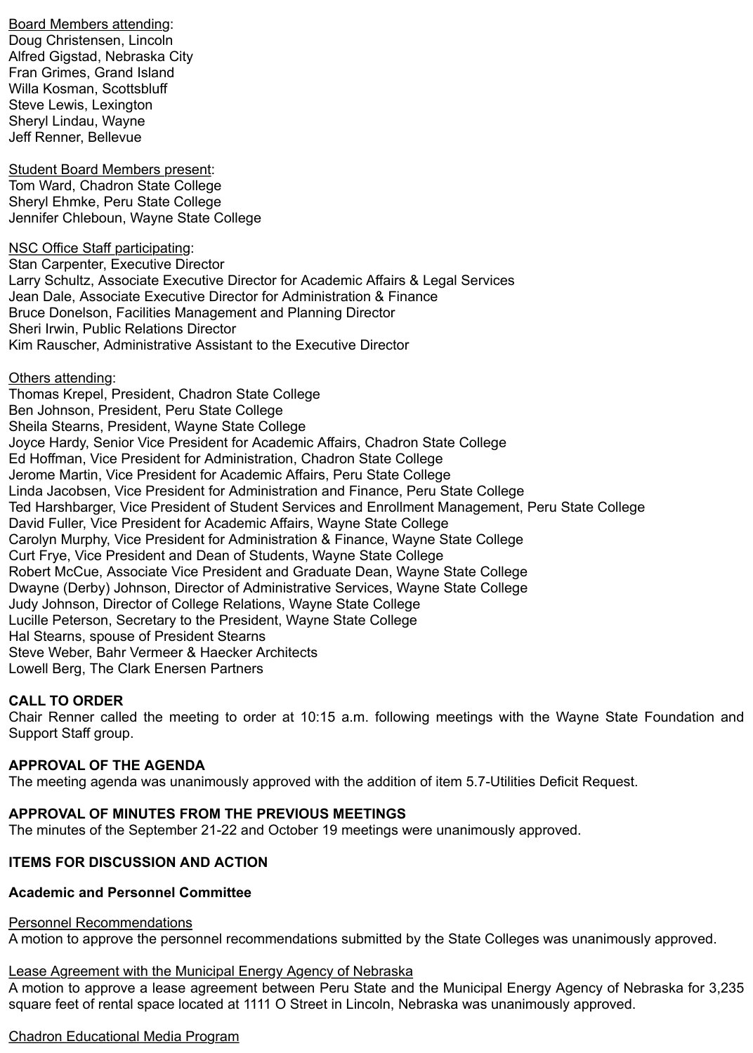Board Members attending:
Doug Christensen, Lincoln
Alfred Gigstad, Nebraska City
Fran Grimes, Grand Island
Willa Kosman, Scottsbluff
Steve Lewis, Lexington
Sheryl Lindau, Wayne
Jeff Renner, Bellevue

Student Board Members present:
Tom Ward, Chadron State College
Sheryl Ehmke, Peru State College
Jennifer Chleboun, Wayne State College

NSC Office Staff participating:
Stan Carpenter, Executive Director
Larry Schultz, Associate Executive Director for Academic Affairs & Legal Services
Jean Dale, Associate Executive Director for Administration & Finance
Bruce Donelson, Facilities Management and Planning Director
Sheri Irwin, Public Relations Director
Kim Rauscher, Administrative Assistant to the Executive Director

Others attending:
Thomas Krepel, President, Chadron State College
Ben Johnson, President, Peru State College
Sheila Stearns, President, Wayne State College
Joyce Hardy, Senior Vice President for Academic Affairs, Chadron State College
Ed Hoffman, Vice President for Administration, Chadron State College
Jerome Martin, Vice President for Academic Affairs, Peru State College
Linda Jacobsen, Vice President for Administration and Finance, Peru State College
Ted Harshbarger, Vice President of Student Services and Enrollment Management, Peru State College
David Fuller, Vice President for Academic Affairs, Wayne State College
Carolyn Murphy, Vice President for Administration & Finance, Wayne State College
Curt Frye, Vice President and Dean of Students, Wayne State College
Robert McCue, Associate Vice President and Graduate Dean, Wayne State College
Dwayne (Derby) Johnson, Director of Administrative Services, Wayne State College
Judy Johnson, Director of College Relations, Wayne State College
Lucille Peterson, Secretary to the President, Wayne State College
Hal Stearns, spouse of President Stearns
Steve Weber, Bahr Vermeer & Haecker Architects
Lowell Berg, The Clark Enersen Partners

**CALL TO ORDER**

Chair Renner called the meeting to order at 10:15 a.m. following meetings with the Wayne State Foundation and Support Staff group.

**APPROVAL OF THE AGENDA**

The meeting agenda was unanimously approved with the addition of item 5.7-Utilities Deficit Request.

**APPROVAL OF MINUTES FROM THE PREVIOUS MEETINGS**

The minutes of the September 21-22 and October 19 meetings were unanimously approved.

**ITEMS FOR DISCUSSION AND ACTION**

**Academic and Personnel Committee**

Personnel Recommendations

A motion to approve the personnel recommendations submitted by the State Colleges was unanimously approved.

Lease Agreement with the Municipal Energy Agency of Nebraska

A motion to approve a lease agreement between Peru State and the Municipal Energy Agency of Nebraska for 3,235 square feet of rental space located at 1111 O Street in Lincoln, Nebraska was unanimously approved.

Chadron Educational Media Program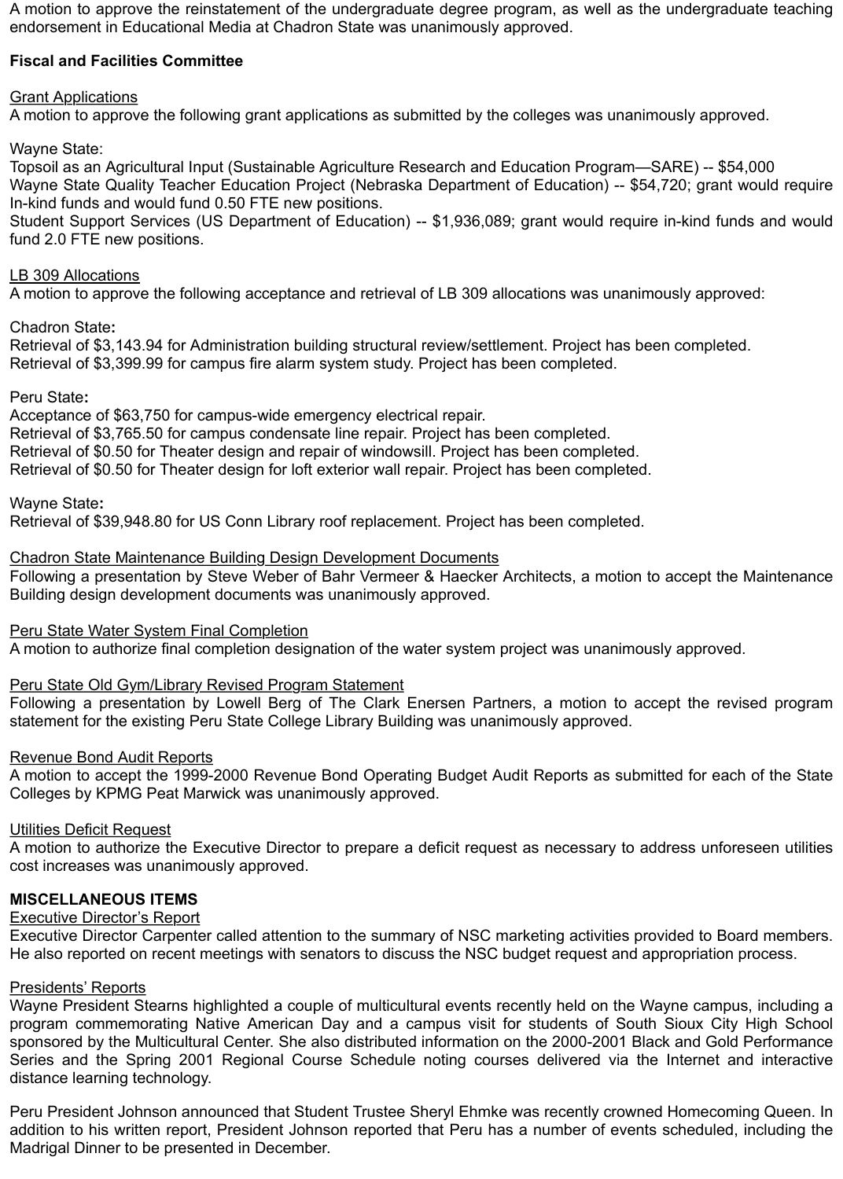A motion to approve the reinstatement of the undergraduate degree program, as well as the undergraduate teaching endorsement in Educational Media at Chadron State was unanimously approved.

**Fiscal and Facilities Committee**

Grant Applications
A motion to approve the following grant applications as submitted by the colleges was unanimously approved.

Wayne State:
Topsoil as an Agricultural Input (Sustainable Agriculture Research and Education Program—SARE) -- $54,000
Wayne State Quality Teacher Education Project (Nebraska Department of Education) -- $54,720; grant would require In-kind funds and would fund 0.50 FTE new positions.
Student Support Services (US Department of Education) -- $1,936,089; grant would require in-kind funds and would fund 2.0 FTE new positions.

LB 309 Allocations
A motion to approve the following acceptance and retrieval of LB 309 allocations was unanimously approved:

Chadron State**:**
Retrieval of $3,143.94 for Administration building structural review/settlement. Project has been completed.
Retrieval of $3,399.99 for campus fire alarm system study. Project has been completed.

Peru State**:**
Acceptance of $63,750 for campus-wide emergency electrical repair.
Retrieval of $3,765.50 for campus condensate line repair. Project has been completed.
Retrieval of $0.50 for Theater design and repair of windowsill. Project has been completed.
Retrieval of $0.50 for Theater design for loft exterior wall repair. Project has been completed.

Wayne State**:**
Retrieval of $39,948.80 for US Conn Library roof replacement. Project has been completed.

Chadron State Maintenance Building Design Development Documents
Following a presentation by Steve Weber of Bahr Vermeer & Haecker Architects, a motion to accept the Maintenance Building design development documents was unanimously approved.

Peru State Water System Final Completion
A motion to authorize final completion designation of the water system project was unanimously approved.

Peru State Old Gym/Library Revised Program Statement
Following a presentation by Lowell Berg of The Clark Enersen Partners, a motion to accept the revised program statement for the existing Peru State College Library Building was unanimously approved.

Revenue Bond Audit Reports
A motion to accept the 1999-2000 Revenue Bond Operating Budget Audit Reports as submitted for each of the State Colleges by KPMG Peat Marwick was unanimously approved.

Utilities Deficit Request
A motion to authorize the Executive Director to prepare a deficit request as necessary to address unforeseen utilities cost increases was unanimously approved.

**MISCELLANEOUS ITEMS**

Executive Director's Report
Executive Director Carpenter called attention to the summary of NSC marketing activities provided to Board members. He also reported on recent meetings with senators to discuss the NSC budget request and appropriation process.

Presidents' Reports
Wayne President Stearns highlighted a couple of multicultural events recently held on the Wayne campus, including a program commemorating Native American Day and a campus visit for students of South Sioux City High School sponsored by the Multicultural Center. She also distributed information on the 2000-2001 Black and Gold Performance Series and the Spring 2001 Regional Course Schedule noting courses delivered via the Internet and interactive distance learning technology.

Peru President Johnson announced that Student Trustee Sheryl Ehmke was recently crowned Homecoming Queen. In addition to his written report, President Johnson reported that Peru has a number of events scheduled, including the Madrigal Dinner to be presented in December.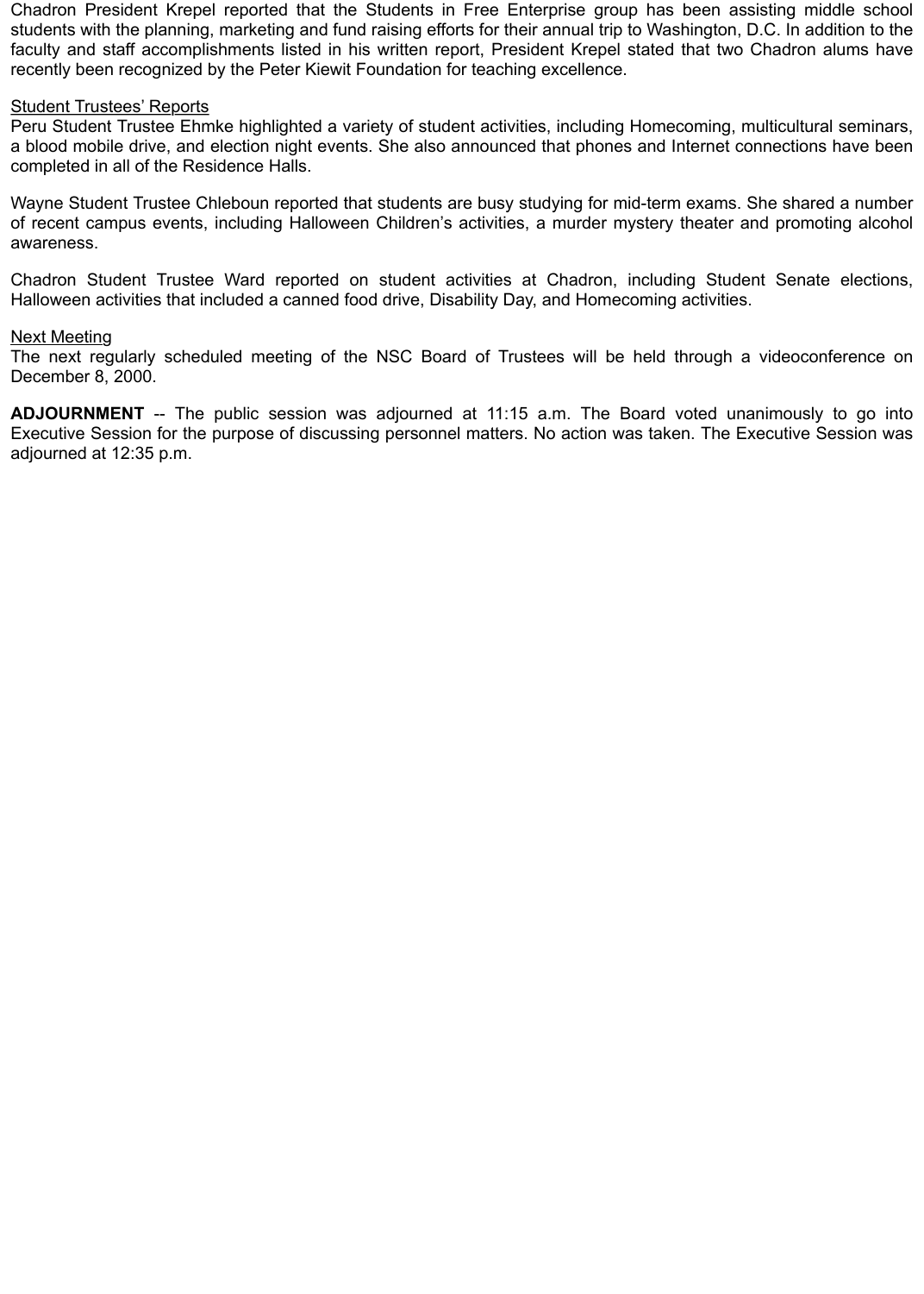Chadron President Krepel reported that the Students in Free Enterprise group has been assisting middle school students with the planning, marketing and fund raising efforts for their annual trip to Washington, D.C. In addition to the faculty and staff accomplishments listed in his written report, President Krepel stated that two Chadron alums have recently been recognized by the Peter Kiewit Foundation for teaching excellence.

Student Trustees' Reports

Peru Student Trustee Ehmke highlighted a variety of student activities, including Homecoming, multicultural seminars, a blood mobile drive, and election night events. She also announced that phones and Internet connections have been completed in all of the Residence Halls.

Wayne Student Trustee Chleboun reported that students are busy studying for mid-term exams. She shared a number of recent campus events, including Halloween Children's activities, a murder mystery theater and promoting alcohol awareness.

Chadron Student Trustee Ward reported on student activities at Chadron, including Student Senate elections, Halloween activities that included a canned food drive, Disability Day, and Homecoming activities.

Next Meeting

The next regularly scheduled meeting of the NSC Board of Trustees will be held through a videoconference on December 8, 2000.

**ADJOURNMENT** -- The public session was adjourned at 11:15 a.m. The Board voted unanimously to go into Executive Session for the purpose of discussing personnel matters. No action was taken. The Executive Session was adjourned at 12:35 p.m.